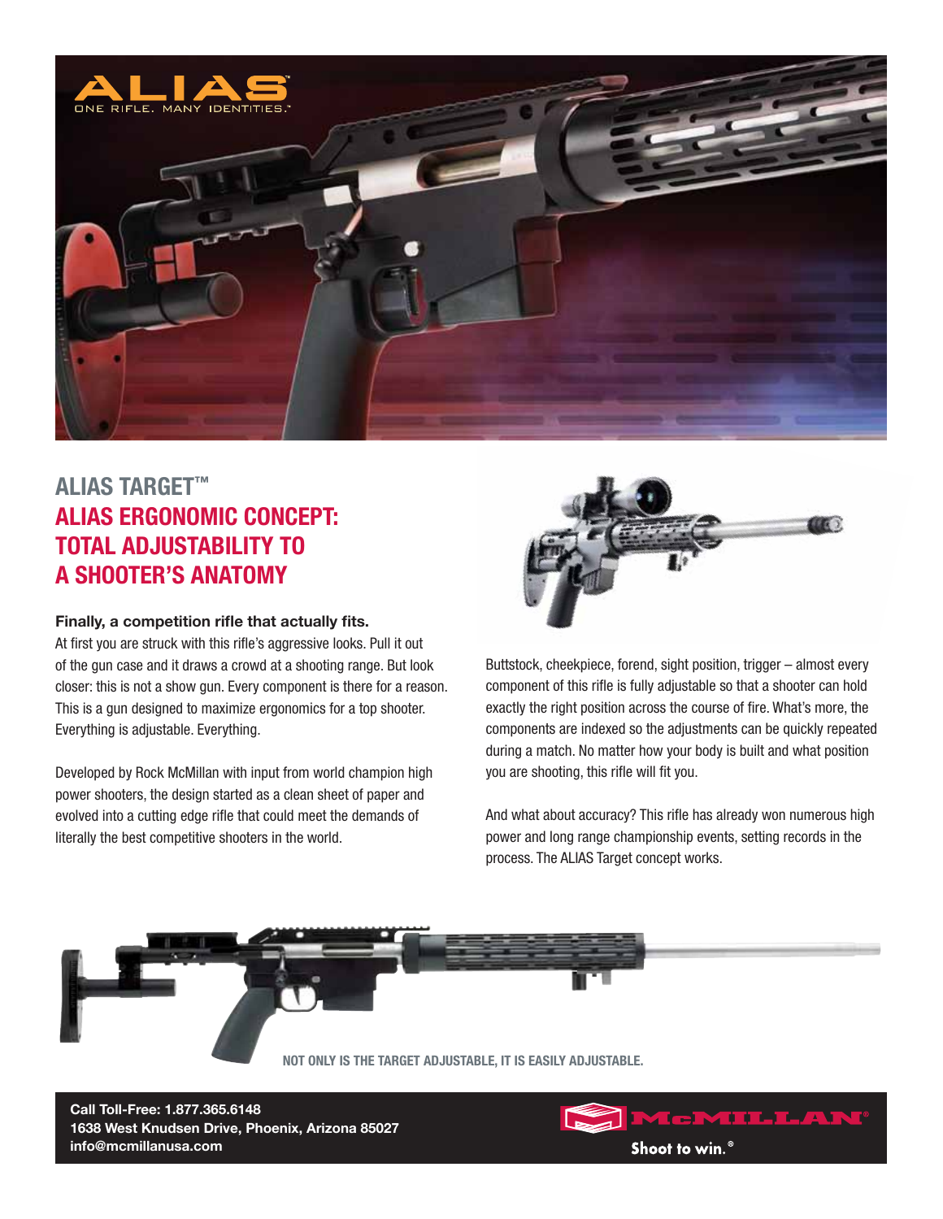ALIAS

ONE RIFLE. MANY IDENTITIES.™

# ALIAS TARGET™

## ALIAS ERGONOMIC CONCEPT: TOTAL ADJUSTABILITY TO A SHOOTER'S ANATOMY

**Finally, a competition rifle that actually fits.**

At first you are struck with this rifle's aggressive looks. Pull it out of the gun case and it draws a crowd at a shooting range. But look closer: this is not a show gun. Every component is there for a reason. This is a gun designed to maximize ergonomics for a top shooter. Everything is adjustable. Everything.

Developed by Rock McMillan with input from world champion high power shooters, the design started as a clean sheet of paper and evolved into a cutting edge rifle that could meet the demands of literally the best competitive shooters in the world.

Buttstock, cheekpiece, forend, sight position, trigger – almost every component of this rifle is fully adjustable so that a shooter can hold exactly the right position across the course of fire. What's more, the components are indexed so the adjustments can be quickly repeated during a match. No matter how your body is built and what position you are shooting, this rifle will fit you.

And what about accuracy? This rifle has already won numerous high power and long range championship events, setting records in the process. The ALIAS Target concept works.

NOT ONLY IS THE TARGET ADJUSTABLE, IT IS EASILY ADJUSTABLE.

**Call Toll-Free: 1.877.365.6148**
**1638 West Knudsen Drive, Phoenix, Arizona 85027**
**info@mcmillanusa.com**

McMILLAN®

Shoot to win.®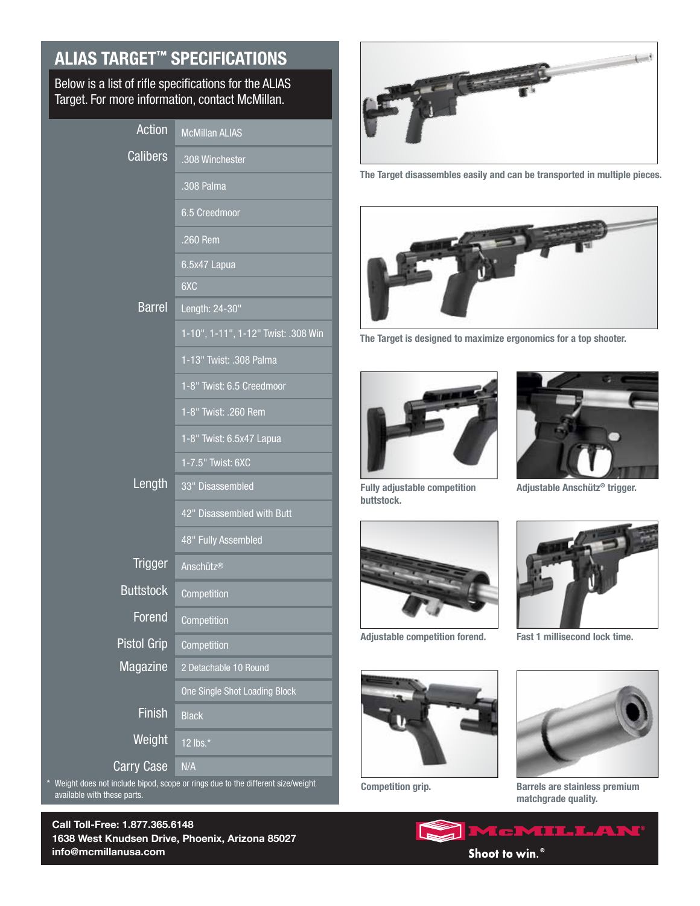## ALIAS TARGET™ SPECIFICATIONS

Below is a list of rifle specifications for the ALIAS Target. For more information, contact McMillan.

| | |
|---|---|
| Action | McMillan ALIAS |
| Calibers | .308 Winchester |
| | .308 Palma |
| | 6.5 Creedmoor |
| | .260 Rem |
| | 6.5x47 Lapua |
| | 6XC |
| Barrel | Length: 24-30" |
| | 1-10", 1-11", 1-12" Twist: .308 Win |
| | 1-13" Twist: .308 Palma |
| | 1-8" Twist: 6.5 Creedmoor |
| | 1-8" Twist: .260 Rem |
| | 1-8" Twist: 6.5x47 Lapua |
| | 1-7.5" Twist: 6XC |
| Length | 33" Disassembled |
| | 42" Disassembled with Butt |
| | 48" Fully Assembled |
| Trigger | Anschütz® |
| Buttstock | Competition |
| Forend | Competition |
| Pistol Grip | Competition |
| Magazine | 2 Detachable 10 Round |
| | One Single Shot Loading Block |
| Finish | Black |
| Weight | 12 lbs.* |
| Carry Case | N/A |

\* Weight does not include bipod, scope or rings due to the different size/weight available with these parts.

The Target disassembles easily and can be transported in multiple pieces.

The Target is designed to maximize ergonomics for a top shooter.

Fully adjustable competition buttstock.

Adjustable Anschütz® trigger.

Adjustable competition forend.

Fast 1 millisecond lock time.

Competition grip.

Barrels are stainless premium matchgrade quality.

**Call Toll-Free: 1.877.365.6148**
**1638 West Knudsen Drive, Phoenix, Arizona 85027**
**info@mcmillanusa.com**

McMILLAN®
Shoot to win.®